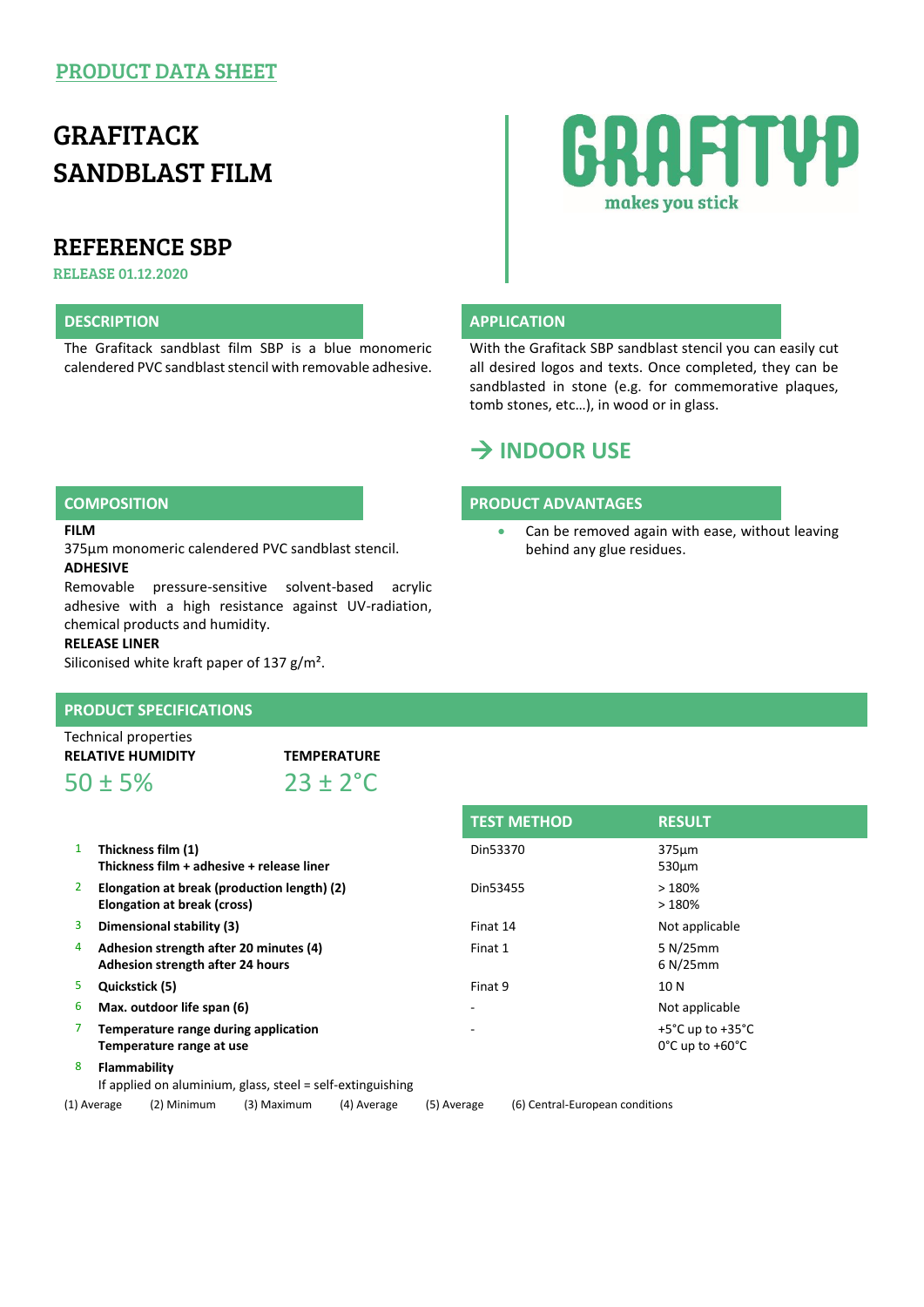PRODUCT DATA SHEET

# GRAFITACK SANDBLAST FILM

GRAFITYP
makes you stick

## REFERENCE SBP

RELEASE 01.12.2020

### DESCRIPTION

The Grafitack sandblast film SBP is a blue monomeric calendered PVC sandblast stencil with removable adhesive.

### APPLICATION

With the Grafitack SBP sandblast stencil you can easily cut all desired logos and texts. Once completed, they can be sandblasted in stone (e.g. for commemorative plaques, tomb stones, etc…), in wood or in glass.

### → INDOOR USE

### COMPOSITION

**FILM**

375µm monomeric calendered PVC sandblast stencil.

**ADHESIVE**

Removable pressure-sensitive solvent-based acrylic adhesive with a high resistance against UV-radiation, chemical products and humidity.

**RELEASE LINER**

Siliconised white kraft paper of 137 g/m².

### PRODUCT ADVANTAGES

- Can be removed again with ease, without leaving behind any glue residues.

### PRODUCT SPECIFICATIONS

Technical properties

| RELATIVE HUMIDITY | TEMPERATURE |
|---|---|
| 50 ± 5% | 23 ± 2°C |

| | | TEST METHOD | RESULT |
|---|---|---|---|
| 1 | **Thickness film (1)**<br>**Thickness film + adhesive + release liner** | Din53370 | 375µm<br>530µm |
| 2 | **Elongation at break (production length) (2)**<br>**Elongation at break (cross)** | Din53455 | > 180%<br>> 180% |
| 3 | **Dimensional stability (3)** | Finat 14 | Not applicable |
| 4 | **Adhesion strength after 20 minutes (4)**<br>**Adhesion strength after 24 hours** | Finat 1 | 5 N/25mm<br>6 N/25mm |
| 5 | **Quickstick (5)** | Finat 9 | 10 N |
| 6 | **Max. outdoor life span (6)** | - | Not applicable |
| 7 | **Temperature range during application**<br>**Temperature range at use** | - | +5°C up to +35°C<br>0°C up to +60°C |
| 8 | **Flammability**<br>If applied on aluminium, glass, steel = self-extinguishing | | |

(1) Average (2) Minimum (3) Maximum (4) Average (5) Average (6) Central-European conditions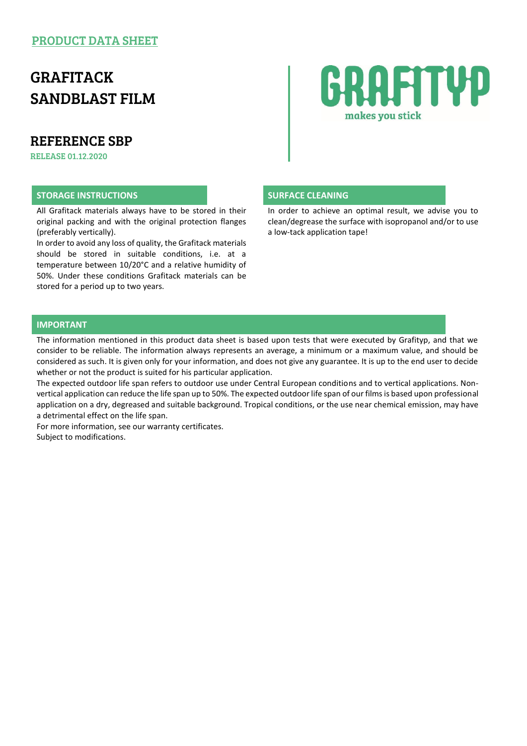PRODUCT DATA SHEET

# GRAFITACK SANDBLAST FILM

GRAFITYP
makes you stick

## REFERENCE SBP

RELEASE 01.12.2020

### STORAGE INSTRUCTIONS

All Grafitack materials always have to be stored in their original packing and with the original protection flanges (preferably vertically).

In order to avoid any loss of quality, the Grafitack materials should be stored in suitable conditions, i.e. at a temperature between 10/20°C and a relative humidity of 50%. Under these conditions Grafitack materials can be stored for a period up to two years.

### SURFACE CLEANING

In order to achieve an optimal result, we advise you to clean/degrease the surface with isopropanol and/or to use a low-tack application tape!

### IMPORTANT

The information mentioned in this product data sheet is based upon tests that were executed by Grafityp, and that we consider to be reliable. The information always represents an average, a minimum or a maximum value, and should be considered as such. It is given only for your information, and does not give any guarantee. It is up to the end user to decide whether or not the product is suited for his particular application.

The expected outdoor life span refers to outdoor use under Central European conditions and to vertical applications. Non-vertical application can reduce the life span up to 50%. The expected outdoor life span of our films is based upon professional application on a dry, degreased and suitable background. Tropical conditions, or the use near chemical emission, may have a detrimental effect on the life span.

For more information, see our warranty certificates.

Subject to modifications.